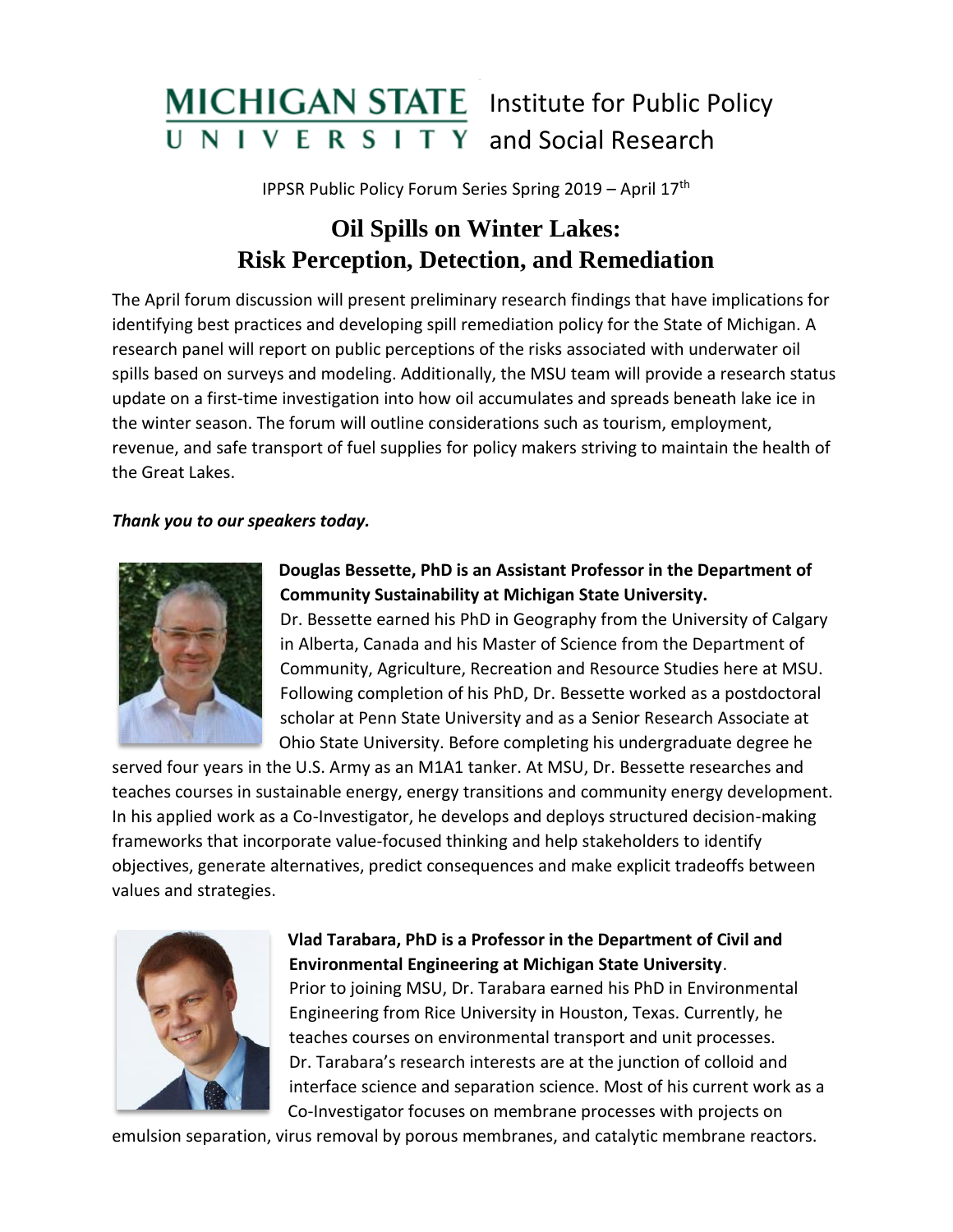# MICHIGAN STATE UNIVERSITY Institute for Public Policy and Social Research

IPPSR Public Policy Forum Series Spring 2019 – April 17th

## Oil Spills on Winter Lakes: Risk Perception, Detection, and Remediation

The April forum discussion will present preliminary research findings that have implications for identifying best practices and developing spill remediation policy for the State of Michigan. A research panel will report on public perceptions of the risks associated with underwater oil spills based on surveys and modeling. Additionally, the MSU team will provide a research status update on a first-time investigation into how oil accumulates and spreads beneath lake ice in the winter season. The forum will outline considerations such as tourism, employment, revenue, and safe transport of fuel supplies for policy makers striving to maintain the health of the Great Lakes.

***Thank you to our speakers today.***

**Douglas Bessette, PhD is an Assistant Professor in the Department of Community Sustainability at Michigan State University.**
Dr. Bessette earned his PhD in Geography from the University of Calgary in Alberta, Canada and his Master of Science from the Department of Community, Agriculture, Recreation and Resource Studies here at MSU. Following completion of his PhD, Dr. Bessette worked as a postdoctoral scholar at Penn State University and as a Senior Research Associate at Ohio State University. Before completing his undergraduate degree he served four years in the U.S. Army as an M1A1 tanker. At MSU, Dr. Bessette researches and teaches courses in sustainable energy, energy transitions and community energy development. In his applied work as a Co-Investigator, he develops and deploys structured decision-making frameworks that incorporate value-focused thinking and help stakeholders to identify objectives, generate alternatives, predict consequences and make explicit tradeoffs between values and strategies.

**Vlad Tarabara, PhD is a Professor in the Department of Civil and Environmental Engineering at Michigan State University**.
Prior to joining MSU, Dr. Tarabara earned his PhD in Environmental Engineering from Rice University in Houston, Texas. Currently, he teaches courses on environmental transport and unit processes. Dr. Tarabara's research interests are at the junction of colloid and interface science and separation science. Most of his current work as a Co-Investigator focuses on membrane processes with projects on emulsion separation, virus removal by porous membranes, and catalytic membrane reactors.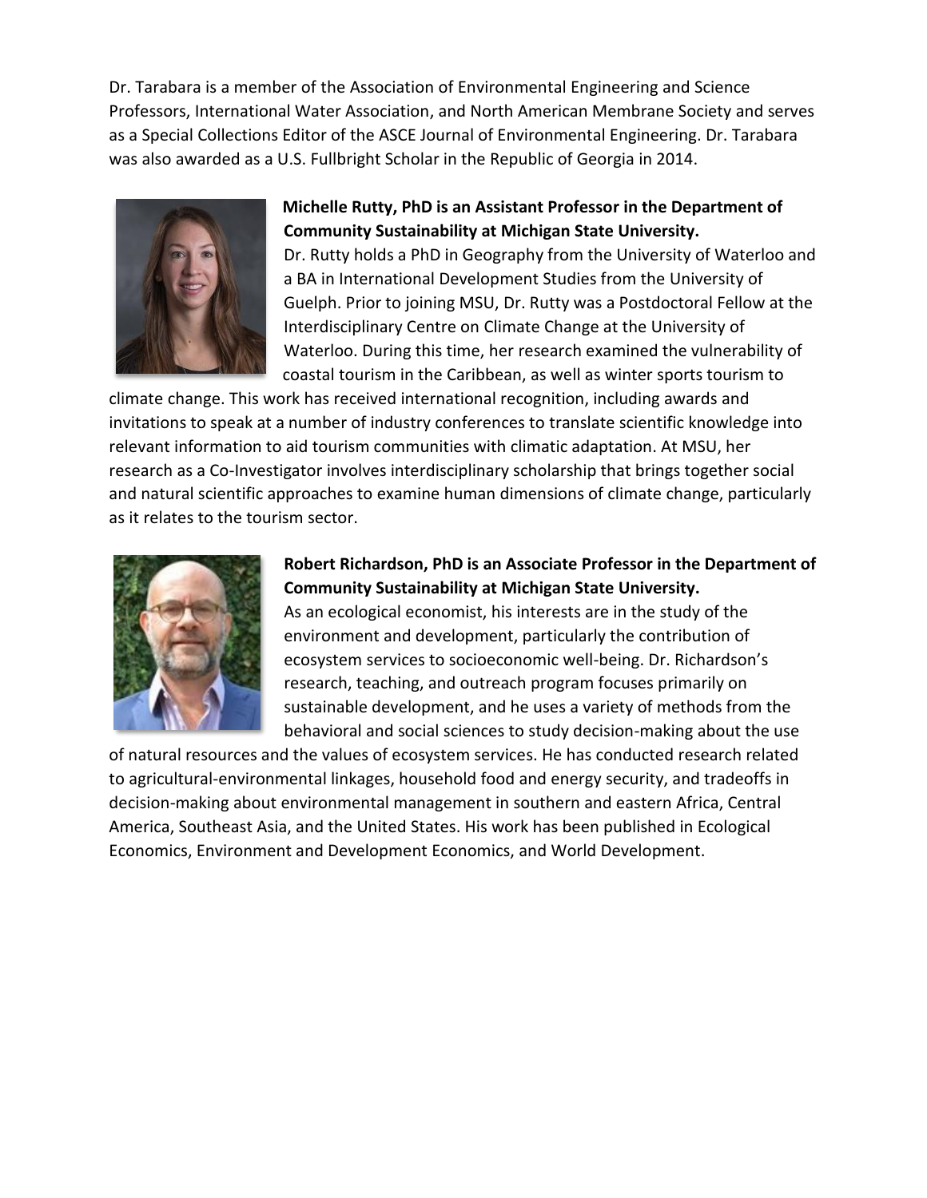Dr. Tarabara is a member of the Association of Environmental Engineering and Science Professors, International Water Association, and North American Membrane Society and serves as a Special Collections Editor of the ASCE Journal of Environmental Engineering. Dr. Tarabara was also awarded as a U.S. Fullbright Scholar in the Republic of Georgia in 2014.

**Michelle Rutty, PhD is an Assistant Professor in the Department of Community Sustainability at Michigan State University.**

Dr. Rutty holds a PhD in Geography from the University of Waterloo and a BA in International Development Studies from the University of Guelph. Prior to joining MSU, Dr. Rutty was a Postdoctoral Fellow at the Interdisciplinary Centre on Climate Change at the University of Waterloo. During this time, her research examined the vulnerability of coastal tourism in the Caribbean, as well as winter sports tourism to climate change. This work has received international recognition, including awards and invitations to speak at a number of industry conferences to translate scientific knowledge into relevant information to aid tourism communities with climatic adaptation. At MSU, her research as a Co-Investigator involves interdisciplinary scholarship that brings together social and natural scientific approaches to examine human dimensions of climate change, particularly as it relates to the tourism sector.

**Robert Richardson, PhD is an Associate Professor in the Department of Community Sustainability at Michigan State University.**

As an ecological economist, his interests are in the study of the environment and development, particularly the contribution of ecosystem services to socioeconomic well-being. Dr. Richardson's research, teaching, and outreach program focuses primarily on sustainable development, and he uses a variety of methods from the behavioral and social sciences to study decision-making about the use of natural resources and the values of ecosystem services. He has conducted research related to agricultural-environmental linkages, household food and energy security, and tradeoffs in decision-making about environmental management in southern and eastern Africa, Central America, Southeast Asia, and the United States. His work has been published in Ecological Economics, Environment and Development Economics, and World Development.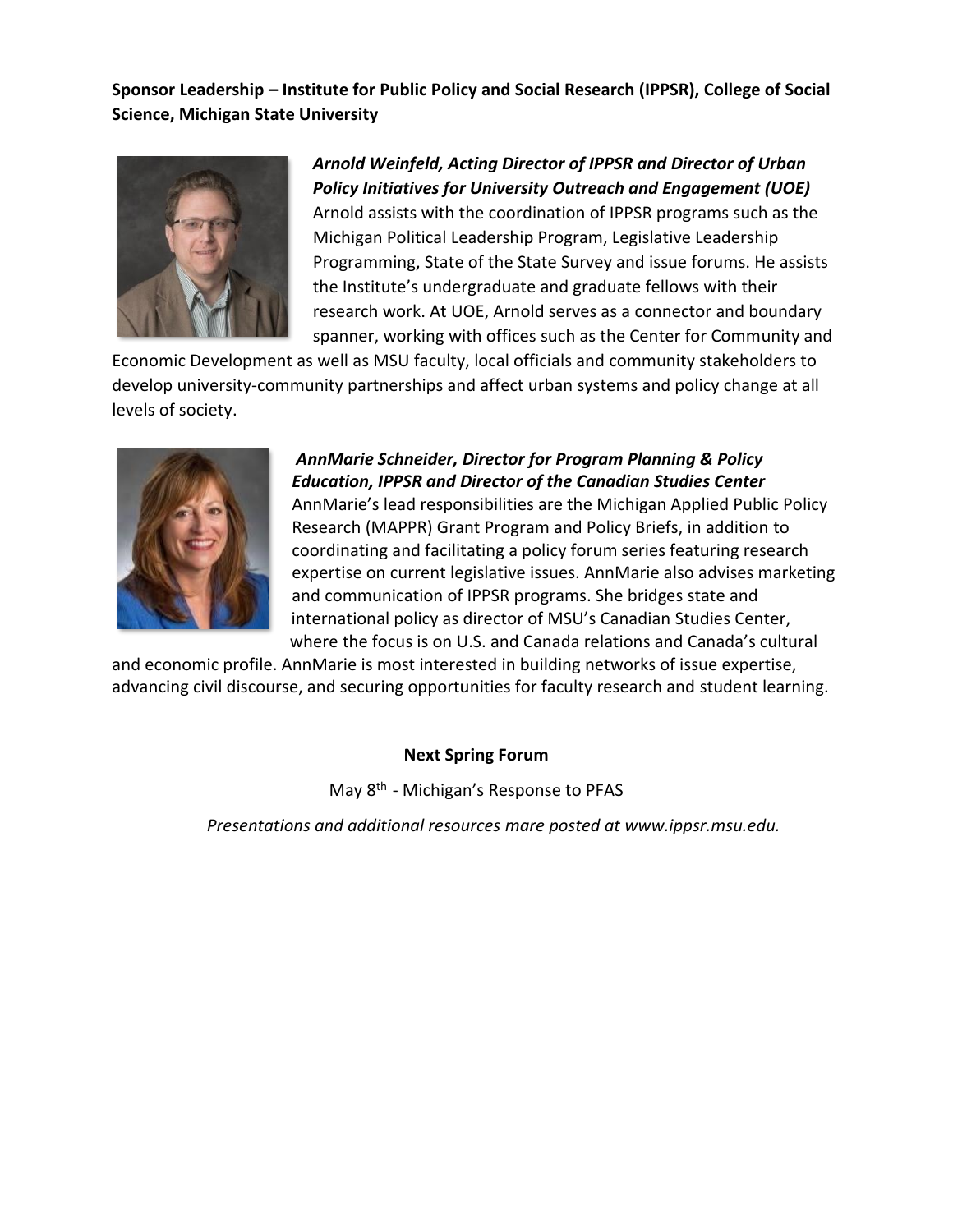**Sponsor Leadership – Institute for Public Policy and Social Research (IPPSR), College of Social Science, Michigan State University**

***Arnold Weinfeld, Acting Director of IPPSR and Director of Urban Policy Initiatives for University Outreach and Engagement (UOE)***
Arnold assists with the coordination of IPPSR programs such as the Michigan Political Leadership Program, Legislative Leadership Programming, State of the State Survey and issue forums. He assists the Institute's undergraduate and graduate fellows with their research work. At UOE, Arnold serves as a connector and boundary spanner, working with offices such as the Center for Community and Economic Development as well as MSU faculty, local officials and community stakeholders to develop university-community partnerships and affect urban systems and policy change at all levels of society.

***AnnMarie Schneider, Director for Program Planning & Policy Education, IPPSR and Director of the Canadian Studies Center***
AnnMarie's lead responsibilities are the Michigan Applied Public Policy Research (MAPPR) Grant Program and Policy Briefs, in addition to coordinating and facilitating a policy forum series featuring research expertise on current legislative issues. AnnMarie also advises marketing and communication of IPPSR programs. She bridges state and international policy as director of MSU's Canadian Studies Center, where the focus is on U.S. and Canada relations and Canada's cultural and economic profile. AnnMarie is most interested in building networks of issue expertise, advancing civil discourse, and securing opportunities for faculty research and student learning.

**Next Spring Forum**

May 8th - Michigan's Response to PFAS

*Presentations and additional resources mare posted at www.ippsr.msu.edu.*